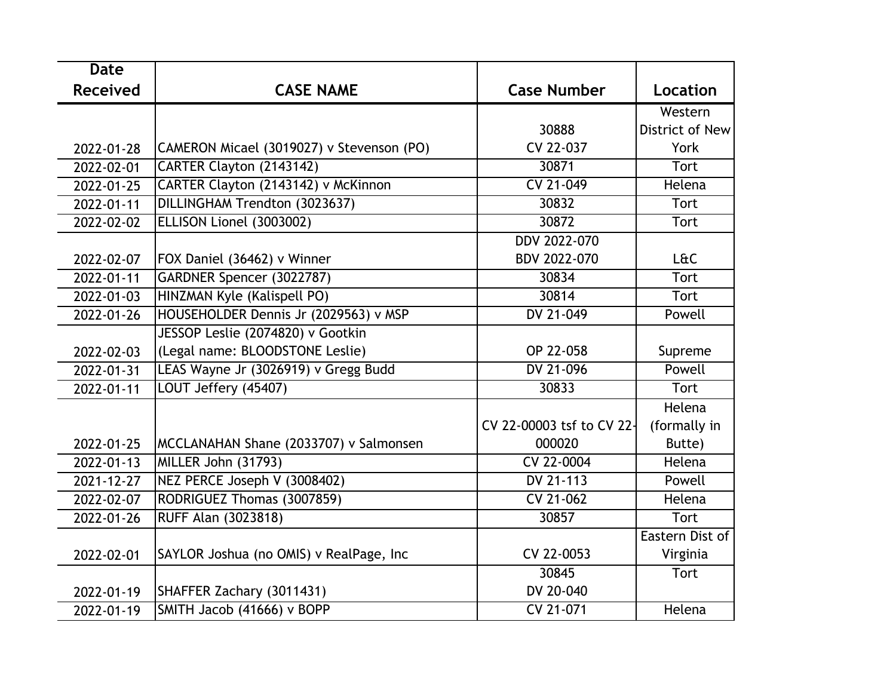| Date Received | CASE NAME | Case Number | Location |
|---|---|---|---|
| 2022-01-28 | CAMERON Micael (3019027) v Stevenson (PO) | 30888 CV 22-037 | Western District of New York |
| 2022-02-01 | CARTER Clayton (2143142) | 30871 | Tort |
| 2022-01-25 | CARTER Clayton (2143142) v McKinnon | CV 21-049 | Helena |
| 2022-01-11 | DILLINGHAM Trendton (3023637) | 30832 | Tort |
| 2022-02-02 | ELLISON Lionel (3003002) | 30872 | Tort |
| 2022-02-07 | FOX Daniel (36462) v Winner | DDV 2022-070 BDV 2022-070 | L&C |
| 2022-01-11 | GARDNER Spencer (3022787) | 30834 | Tort |
| 2022-01-03 | HINZMAN Kyle (Kalispell PO) | 30814 | Tort |
| 2022-01-26 | HOUSEHOLDER Dennis Jr (2029563) v MSP | DV 21-049 | Powell |
| 2022-02-03 | JESSOP Leslie (2074820) v Gootkin (Legal name: BLOODSTONE Leslie) | OP 22-058 | Supreme |
| 2022-01-31 | LEAS Wayne Jr (3026919) v Gregg Budd | DV 21-096 | Powell |
| 2022-01-11 | LOUT Jeffery (45407) | 30833 | Tort |
| 2022-01-25 | MCCLANAHAN Shane (2033707) v Salmonsen | CV 22-00003 tsf to CV 22-000020 | Helena (formally in Butte) |
| 2022-01-13 | MILLER John (31793) | CV 22-0004 | Helena |
| 2021-12-27 | NEZ PERCE Joseph V (3008402) | DV 21-113 | Powell |
| 2022-02-07 | RODRIGUEZ Thomas (3007859) | CV 21-062 | Helena |
| 2022-01-26 | RUFF Alan (3023818) | 30857 | Tort |
| 2022-02-01 | SAYLOR Joshua (no OMIS) v RealPage, Inc | CV 22-0053 | Eastern Dist of Virginia |
| 2022-01-19 | SHAFFER Zachary (3011431) | 30845 DV 20-040 | Tort |
| 2022-01-19 | SMITH Jacob (41666) v BOPP | CV 21-071 | Helena |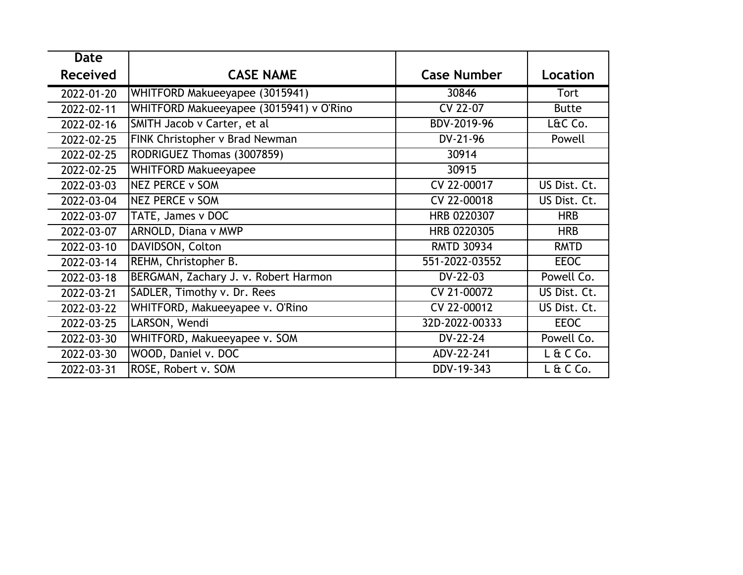| Date Received | CASE NAME | Case Number | Location |
|---|---|---|---|
| 2022-01-20 | WHITFORD Makueeyapee (3015941) | 30846 | Tort |
| 2022-02-11 | WHITFORD Makueeyapee (3015941) v O'Rino | CV 22-07 | Butte |
| 2022-02-16 | SMITH Jacob v Carter, et al | BDV-2019-96 | L&C Co. |
| 2022-02-25 | FINK Christopher v Brad Newman | DV-21-96 | Powell |
| 2022-02-25 | RODRIGUEZ Thomas (3007859) | 30914 | |
| 2022-02-25 | WHITFORD Makueeyapee | 30915 | |
| 2022-03-03 | NEZ PERCE v SOM | CV 22-00017 | US Dist. Ct. |
| 2022-03-04 | NEZ PERCE v SOM | CV 22-00018 | US Dist. Ct. |
| 2022-03-07 | TATE, James v DOC | HRB 0220307 | HRB |
| 2022-03-07 | ARNOLD, Diana v MWP | HRB 0220305 | HRB |
| 2022-03-10 | DAVIDSON, Colton | RMTD 30934 | RMTD |
| 2022-03-14 | REHM, Christopher B. | 551-2022-03552 | EEOC |
| 2022-03-18 | BERGMAN, Zachary J. v. Robert Harmon | DV-22-03 | Powell Co. |
| 2022-03-21 | SADLER, Timothy v. Dr. Rees | CV 21-00072 | US Dist. Ct. |
| 2022-03-22 | WHITFORD, Makueeyapee v. O'Rino | CV 22-00012 | US Dist. Ct. |
| 2022-03-25 | LARSON, Wendi | 32D-2022-00333 | EEOC |
| 2022-03-30 | WHITFORD, Makueeyapee v. SOM | DV-22-24 | Powell Co. |
| 2022-03-30 | WOOD, Daniel v. DOC | ADV-22-241 | L & C Co. |
| 2022-03-31 | ROSE, Robert v. SOM | DDV-19-343 | L & C Co. |